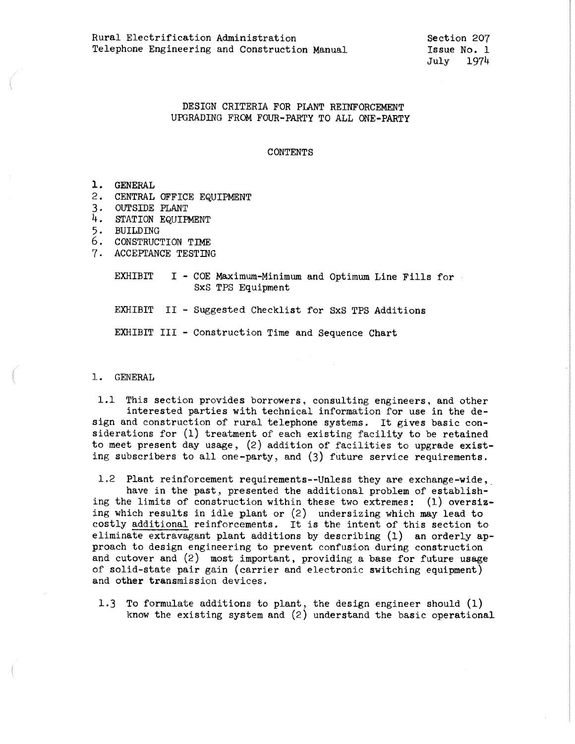Rural Electrification Administration
Telephone Engineering and Construction Manual

Section 207
Issue No. 1
July 1974

# DESIGN CRITERIA FOR PLANT REINFORCEMENT UPGRADING FROM FOUR-PARTY TO ALL ONE-PARTY

## CONTENTS

1. GENERAL
2. CENTRAL OFFICE EQUIPMENT
3. OUTSIDE PLANT
4. STATION EQUIPMENT
5. BUILDING
6. CONSTRUCTION TIME
7. ACCEPTANCE TESTING

EXHIBIT I - COE Maximum-Minimum and Optimum Line Fills for SxS TPS Equipment

EXHIBIT II - Suggested Checklist for SxS TPS Additions

EXHIBIT III - Construction Time and Sequence Chart

## 1. GENERAL

1.1 This section provides borrowers, consulting engineers, and other interested parties with technical information for use in the design and construction of rural telephone systems. It gives basic considerations for (1) treatment of each existing facility to be retained to meet present day usage, (2) addition of facilities to upgrade existing subscribers to all one-party, and (3) future service requirements.

1.2 Plant reinforcement requirements--Unless they are exchange-wide, have in the past, presented the additional problem of establishing the limits of construction within these two extremes: (1) oversizing which results in idle plant or (2) undersizing which may lead to costly additional reinforcements. It is the intent of this section to eliminate extravagant plant additions by describing (1) an orderly approach to design engineering to prevent confusion during construction and cutover and (2) most important, providing a base for future usage of solid-state pair gain (carrier and electronic switching equipment) and other transmission devices.

1.3 To formulate additions to plant, the design engineer should (1) know the existing system and (2) understand the basic operational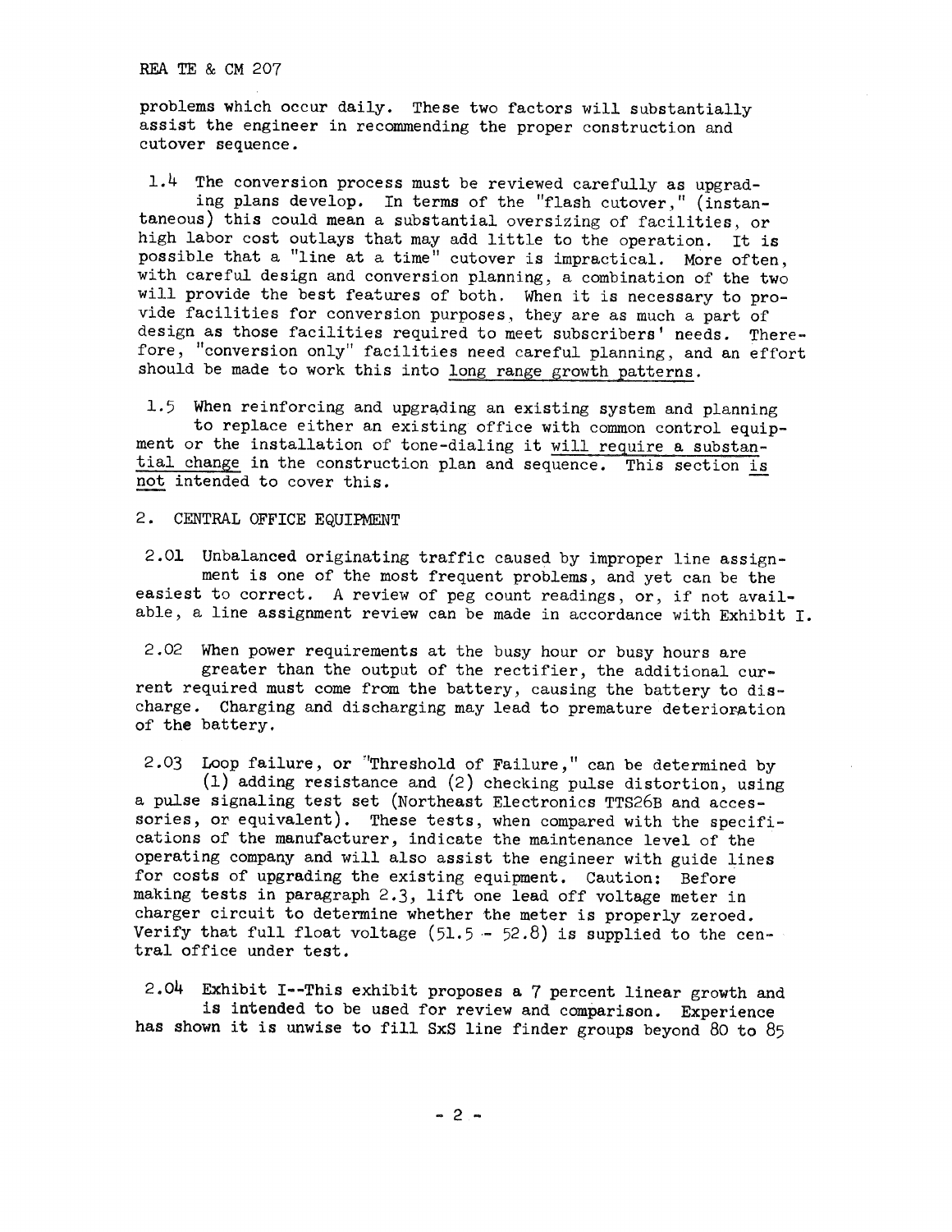problems which occur daily. These two factors will substantially assist the engineer in recommending the proper construction and cutover sequence.

1.4 The conversion process must be reviewed carefully as upgrading plans develop. In terms of the "flash cutover," (instantaneous) this could mean a substantial oversizing of facilities, or high labor cost outlays that may add little to the operation. It is possible that a "line at a time" cutover is impractical. More often, with careful design and conversion planning, a combination of the two will provide the best features of both. When it is necessary to provide facilities for conversion purposes, they are as much a part of design as those facilities required to meet subscribers' needs. Therefore, "conversion only" facilities need careful planning, and an effort should be made to work this into <u>long range growth patterns</u>.

1.5 When reinforcing and upgrading an existing system and planning to replace either an existing office with common control equipment or the installation of tone-dialing it <u>will require a substantial change</u> in the construction plan and sequence. This section <u>is not</u> intended to cover this.

## 2. CENTRAL OFFICE EQUIPMENT

2.01 Unbalanced originating traffic caused by improper line assignment is one of the most frequent problems, and yet can be the easiest to correct. A review of peg count readings, or, if not available, a line assignment review can be made in accordance with Exhibit I.

2.02 When power requirements at the busy hour or busy hours are greater than the output of the rectifier, the additional current required must come from the battery, causing the battery to discharge. Charging and discharging may lead to premature deterioration of the battery.

2.03 Loop failure, or "Threshold of Failure," can be determined by (1) adding resistance and (2) checking pulse distortion, using a pulse signaling test set (Northeast Electronics TTS26B and accessories, or equivalent). These tests, when compared with the specifications of the manufacturer, indicate the maintenance level of the operating company and will also assist the engineer with guide lines for costs of upgrading the existing equipment. Caution: Before making tests in paragraph 2.3, lift one lead off voltage meter in charger circuit to determine whether the meter is properly zeroed. Verify that full float voltage (51.5 - 52.8) is supplied to the central office under test.

2.04 Exhibit I--This exhibit proposes a 7 percent linear growth and is intended to be used for review and comparison. Experience has shown it is unwise to fill SxS line finder groups beyond 80 to 85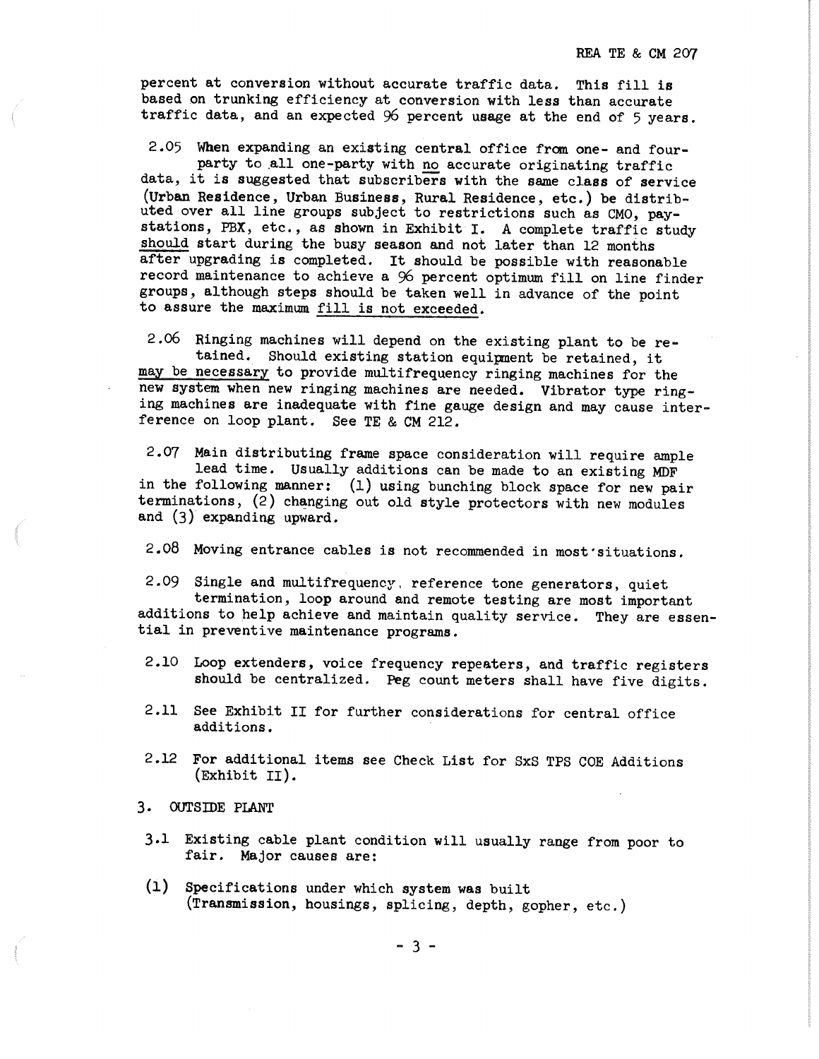percent at conversion without accurate traffic data. This fill is based on trunking efficiency at conversion with less than accurate traffic data, and an expected 96 percent usage at the end of 5 years.

2.05 When expanding an existing central office from one- and four-party to all one-party with no accurate originating traffic data, it is suggested that subscribers with the same class of service (Urban Residence, Urban Business, Rural Residence, etc.) be distributed over all line groups subject to restrictions such as CMO, pay-stations, PBX, etc., as shown in Exhibit I. A complete traffic study should start during the busy season and not later than 12 months after upgrading is completed. It should be possible with reasonable record maintenance to achieve a 96 percent optimum fill on line finder groups, although steps should be taken well in advance of the point to assure the maximum fill is not exceeded.

2.06 Ringing machines will depend on the existing plant to be retained. Should existing station equipment be retained, it may be necessary to provide multifrequency ringing machines for the new system when new ringing machines are needed. Vibrator type ringing machines are inadequate with fine gauge design and may cause interference on loop plant. See TE & CM 212.

2.07 Main distributing frame space consideration will require ample lead time. Usually additions can be made to an existing MDF in the following manner: (1) using bunching block space for new pair terminations, (2) changing out old style protectors with new modules and (3) expanding upward.

2.08 Moving entrance cables is not recommended in most situations.

2.09 Single and multifrequency, reference tone generators, quiet termination, loop around and remote testing are most important additions to help achieve and maintain quality service. They are essential in preventive maintenance programs.

2.10 Loop extenders, voice frequency repeaters, and traffic registers should be centralized. Peg count meters shall have five digits.

2.11 See Exhibit II for further considerations for central office additions.

2.12 For additional items see Check List for SxS TPS COE Additions (Exhibit II).

## 3. OUTSIDE PLANT

3.1 Existing cable plant condition will usually range from poor to fair. Major causes are:

(1) Specifications under which system was built (Transmission, housings, splicing, depth, gopher, etc.)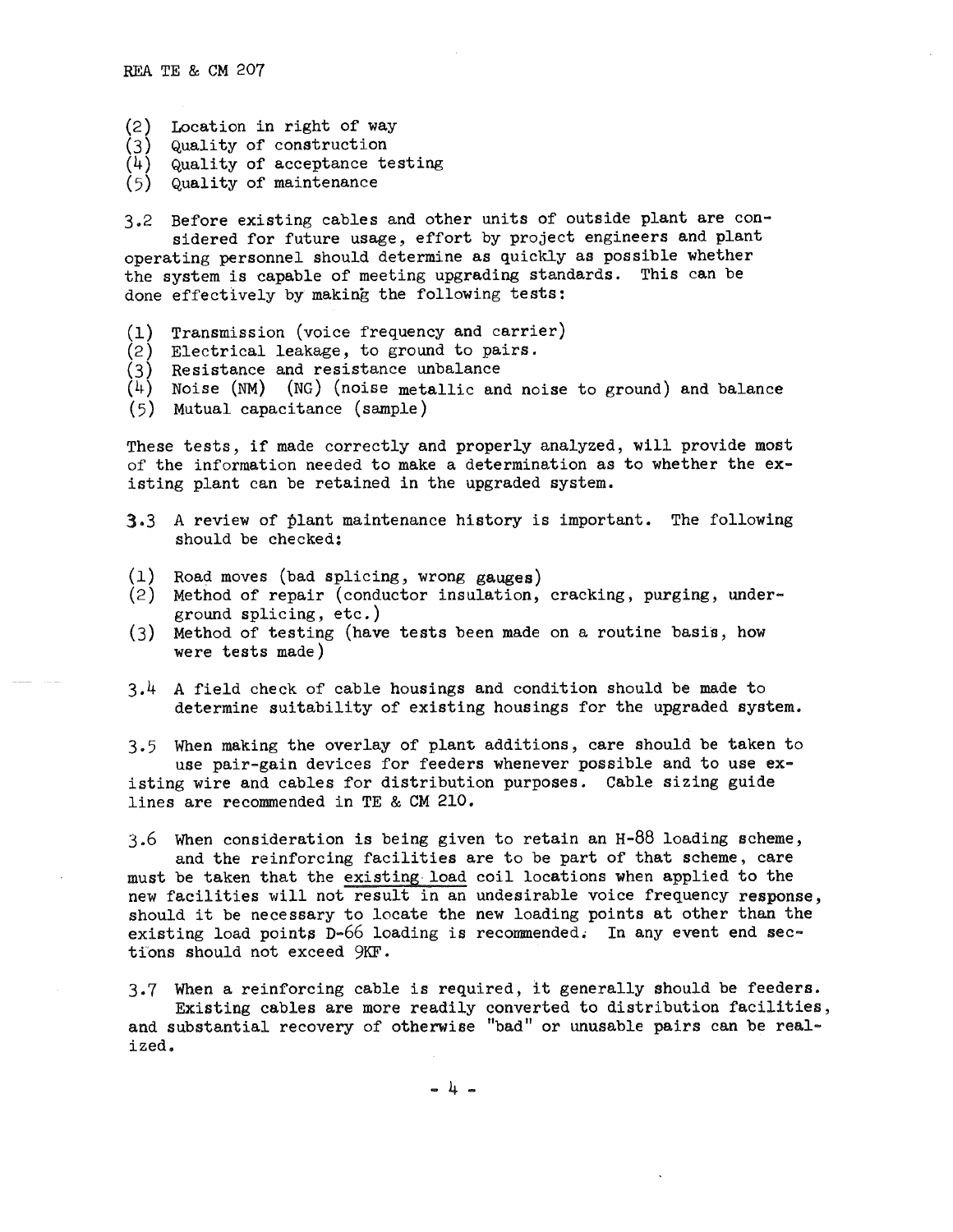(2) Location in right of way
(3) Quality of construction
(4) Quality of acceptance testing
(5) Quality of maintenance

3.2 Before existing cables and other units of outside plant are considered for future usage, effort by project engineers and plant operating personnel should determine as quickly as possible whether the system is capable of meeting upgrading standards. This can be done effectively by making the following tests:

(1) Transmission (voice frequency and carrier)
(2) Electrical leakage, to ground to pairs.
(3) Resistance and resistance unbalance
(4) Noise (NM) (NG) (noise metallic and noise to ground) and balance
(5) Mutual capacitance (sample)

These tests, if made correctly and properly analyzed, will provide most of the information needed to make a determination as to whether the existing plant can be retained in the upgraded system.

3.3 A review of plant maintenance history is important. The following should be checked:

(1) Road moves (bad splicing, wrong gauges)
(2) Method of repair (conductor insulation, cracking, purging, underground splicing, etc.)
(3) Method of testing (have tests been made on a routine basis, how were tests made)

3.4 A field check of cable housings and condition should be made to determine suitability of existing housings for the upgraded system.

3.5 When making the overlay of plant additions, care should be taken to use pair-gain devices for feeders whenever possible and to use existing wire and cables for distribution purposes. Cable sizing guide lines are recommended in TE & CM 210.

3.6 When consideration is being given to retain an H-88 loading scheme, and the reinforcing facilities are to be part of that scheme, care must be taken that the existing load coil locations when applied to the new facilities will not result in an undesirable voice frequency response, should it be necessary to locate the new loading points at other than the existing load points D-66 loading is recommended. In any event end sections should not exceed 9KF.

3.7 When a reinforcing cable is required, it generally should be feeders. Existing cables are more readily converted to distribution facilities, and substantial recovery of otherwise "bad" or unusable pairs can be realized.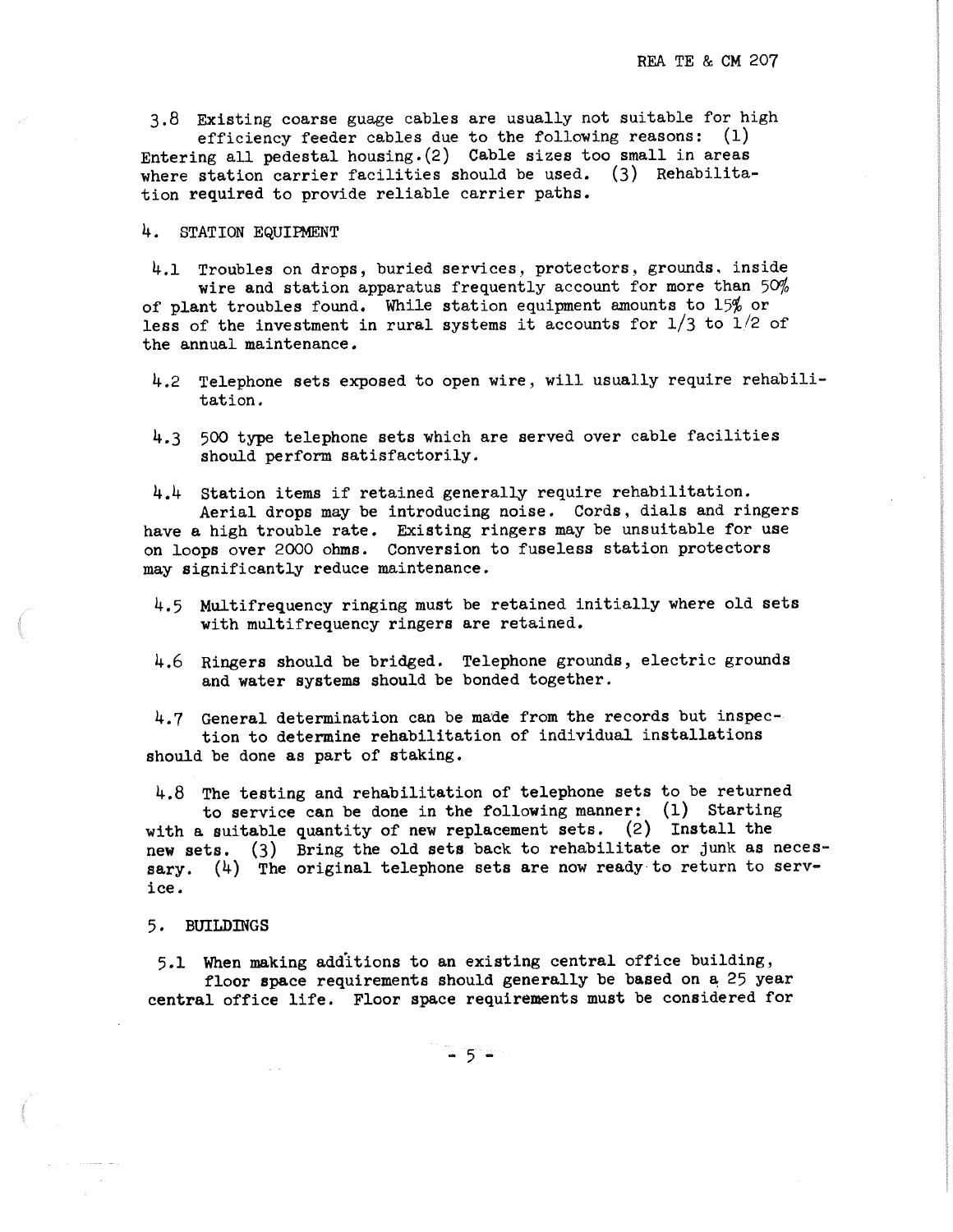3.8 Existing coarse guage cables are usually not suitable for high efficiency feeder cables due to the following reasons: (1) Entering all pedestal housing. (2) Cable sizes too small in areas where station carrier facilities should be used. (3) Rehabilitation required to provide reliable carrier paths.

## 4. STATION EQUIPMENT

4.1 Troubles on drops, buried services, protectors, grounds, inside wire and station apparatus frequently account for more than 50% of plant troubles found. While station equipment amounts to 15% or less of the investment in rural systems it accounts for 1/3 to 1/2 of the annual maintenance.

4.2 Telephone sets exposed to open wire, will usually require rehabilitation.

4.3 500 type telephone sets which are served over cable facilities should perform satisfactorily.

4.4 Station items if retained generally require rehabilitation. Aerial drops may be introducing noise. Cords, dials and ringers have a high trouble rate. Existing ringers may be unsuitable for use on loops over 2000 ohms. Conversion to fuseless station protectors may significantly reduce maintenance.

4.5 Multifrequency ringing must be retained initially where old sets with multifrequency ringers are retained.

4.6 Ringers should be bridged. Telephone grounds, electric grounds and water systems should be bonded together.

4.7 General determination can be made from the records but inspection to determine rehabilitation of individual installations should be done as part of staking.

4.8 The testing and rehabilitation of telephone sets to be returned to service can be done in the following manner: (1) Starting with a suitable quantity of new replacement sets. (2) Install the new sets. (3) Bring the old sets back to rehabilitate or junk as necessary. (4) The original telephone sets are now ready to return to service.

## 5. BUILDINGS

5.1 When making additions to an existing central office building, floor space requirements should generally be based on a 25 year central office life. Floor space requirements must be considered for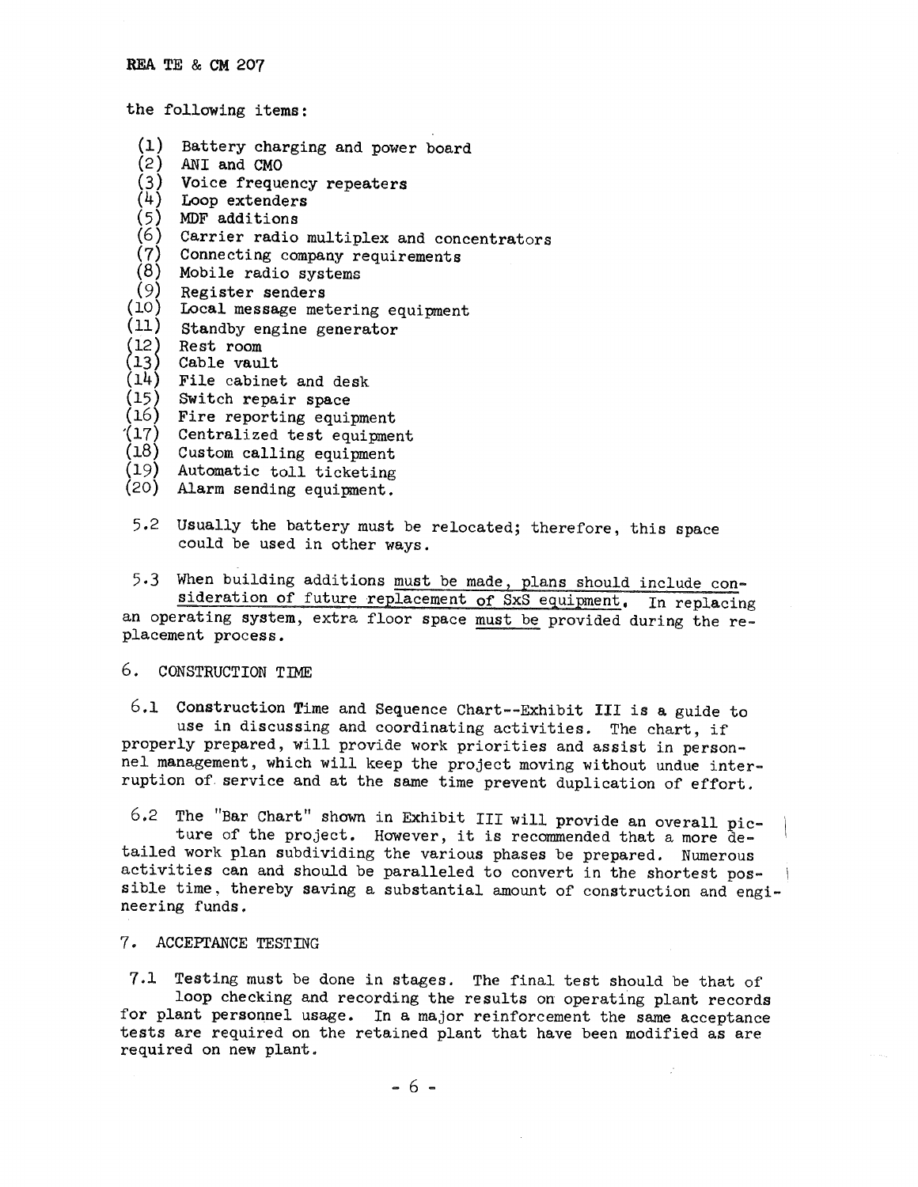the following items:

(1) Battery charging and power board
(2) ANI and CMO
(3) Voice frequency repeaters
(4) Loop extenders
(5) MDF additions
(6) Carrier radio multiplex and concentrators
(7) Connecting company requirements
(8) Mobile radio systems
(9) Register senders
(10) Local message metering equipment
(11) Standby engine generator
(12) Rest room
(13) Cable vault
(14) File cabinet and desk
(15) Switch repair space
(16) Fire reporting equipment
(17) Centralized test equipment
(18) Custom calling equipment
(19) Automatic toll ticketing
(20) Alarm sending equipment.

5.2 Usually the battery must be relocated; therefore, this space could be used in other ways.

5.3 When building additions must be made, plans should include consideration of future replacement of SxS equipment. In replacing an operating system, extra floor space must be provided during the replacement process.

## 6. CONSTRUCTION TIME

6.1 Construction Time and Sequence Chart--Exhibit III is a guide to use in discussing and coordinating activities. The chart, if properly prepared, will provide work priorities and assist in personnel management, which will keep the project moving without undue interruption of service and at the same time prevent duplication of effort.

6.2 The "Bar Chart" shown in Exhibit III will provide an overall picture of the project. However, it is recommended that a more detailed work plan subdividing the various phases be prepared. Numerous activities can and should be paralleled to convert in the shortest possible time, thereby saving a substantial amount of construction and engineering funds.

## 7. ACCEPTANCE TESTING

7.1 Testing must be done in stages. The final test should be that of loop checking and recording the results on operating plant records for plant personnel usage. In a major reinforcement the same acceptance tests are required on the retained plant that have been modified as are required on new plant.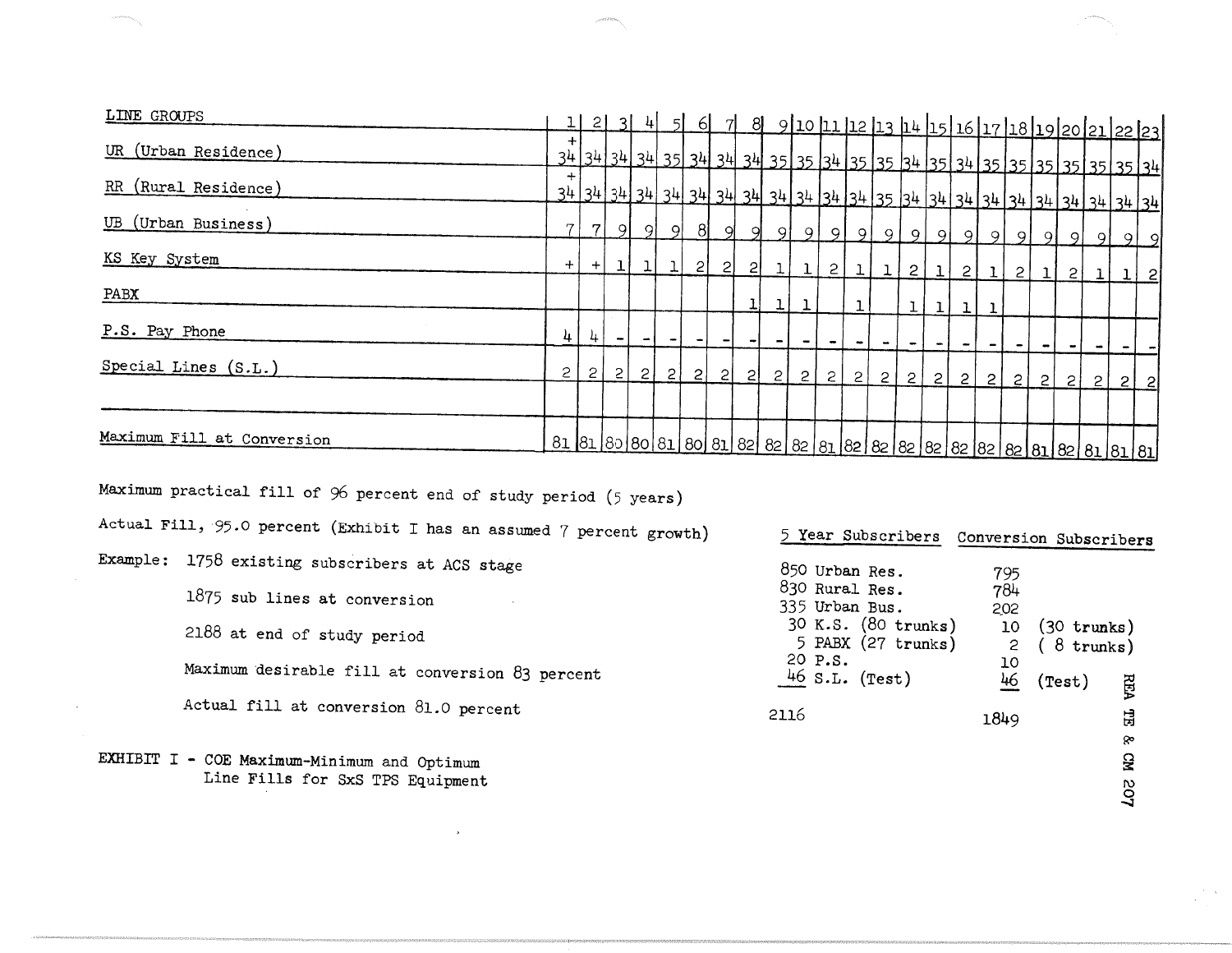| LINE GROUPS | 1 | 2 | 3 | 4 | 5 | 6 | 7 | 8 | 9 | 10 | 11 | 12 | 13 | 14 | 15 | 16 | 17 | 18 | 19 | 20 | 21 | 22 | 23 |
|---|---|---|---|---|---|---|---|---|---|---|---|---|---|---|---|---|---|---|---|---|---|---|---|
| UR (Urban Residence) | + 34 | 34 | 34 | 34 | 35 | 34 | 34 | 34 | 35 | 35 | 34 | 35 | 35 | 34 | 35 | 34 | 35 | 35 | 35 | 35 | 35 | 35 | 34 |
| RR (Rural Residence) | + 34 | 34 | 34 | 34 | 34 | 34 | 34 | 34 | 34 | 34 | 34 | 34 | 35 | 34 | 34 | 34 | 34 | 34 | 34 | 34 | 34 | 34 | 34 |
| UB (Urban Business) | 7 | 7 | 9 | 9 | 9 | 8 | 9 | 9 | 9 | 9 | 9 | 9 | 9 | 9 | 9 | 9 | 9 | 9 | 9 | 9 | 9 | 9 | 9 |
| KS Key System | + | + | 1 | 1 | 1 | 2 | 2 | 2 | 1 | 1 | 2 | 1 | 1 | 2 | 1 | 2 | 1 | 2 | 1 | 2 | 1 | 1 | 2 |
| PABX | | | | | | | | 1 | 1 | 1 | | 1 | | 1 | 1 | 1 | 1 | | | | | | |
| P.S. Pay Phone | 4 | 4 | - | - | - | - | - | - | - | - | - | - | - | - | - | - | - | - | - | - | - | - | - |
| Special Lines (S.L.) | 2 | 2 | 2 | 2 | 2 | 2 | 2 | 2 | 2 | 2 | 2 | 2 | 2 | 2 | 2 | 2 | 2 | 2 | 2 | 2 | 2 | 2 | 2 |
| | | | | | | | | | | | | | | | | | | | | | | | |
| Maximum Fill at Conversion | 81 | 81 | 80 | 80 | 81 | 80 | 81 | 82 | 82 | 82 | 81 | 82 | 82 | 82 | 82 | 82 | 82 | 82 | 81 | 82 | 81 | 81 | 81 |

Maximum practical fill of 96 percent end of study period (5 years)

Actual Fill, 95.0 percent (Exhibit I has an assumed 7 percent growth)

Example: 1758 existing subscribers at ACS stage

1875 sub lines at conversion

2188 at end of study period

Maximum desirable fill at conversion 83 percent

Actual fill at conversion 81.0 percent

| 5 Year Subscribers | Conversion Subscribers | |
|---|---|---|
| 850 Urban Res. | 795 | |
| 830 Rural Res. | 784 | |
| 335 Urban Bus. | 202 | |
| 30 K.S. (80 trunks) | 10 | (30 trunks) |
| 5 PABX (27 trunks) | 2 | ( 8 trunks) |
| 20 P.S. | 10 | |
| 46 S.L. (Test) | 46 | (Test) |
| 2116 | 1849 | |

EXHIBIT I - COE Maximum-Minimum and Optimum Line Fills for SxS TPS Equipment

REA TE & CM 207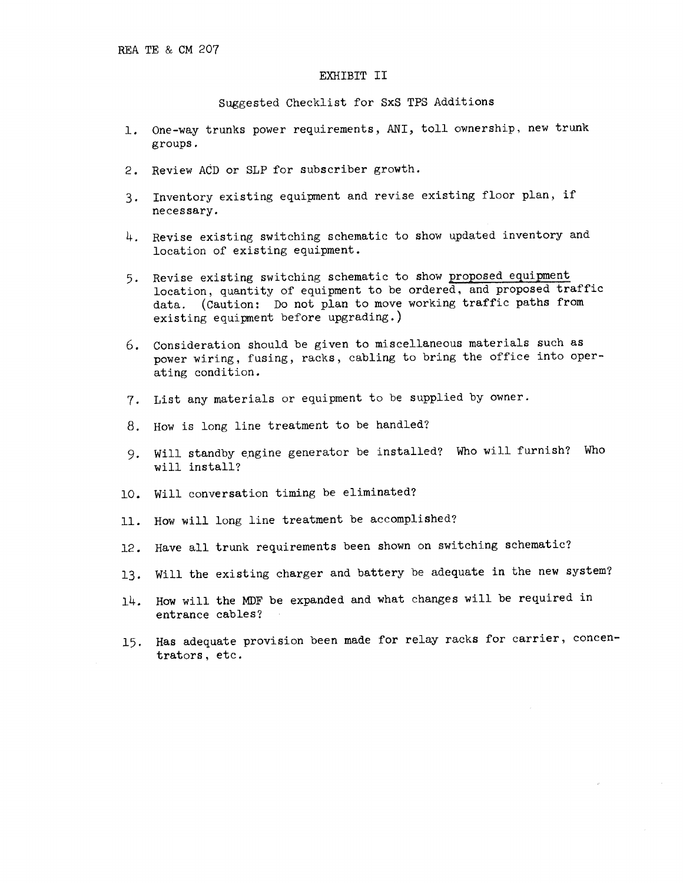REA TE & CM 207

## EXHIBIT II

### Suggested Checklist for SxS TPS Additions

1. One-way trunks power requirements, ANI, toll ownership, new trunk groups.

2. Review ACD or SLP for subscriber growth.

3. Inventory existing equipment and revise existing floor plan, if necessary.

4. Revise existing switching schematic to show updated inventory and location of existing equipment.

5. Revise existing switching schematic to show proposed equipment location, quantity of equipment to be ordered, and proposed traffic data. (Caution: Do not plan to move working traffic paths from existing equipment before upgrading.)

6. Consideration should be given to miscellaneous materials such as power wiring, fusing, racks, cabling to bring the office into operating condition.

7. List any materials or equipment to be supplied by owner.

8. How is long line treatment to be handled?

9. Will standby engine generator be installed? Who will furnish? Who will install?

10. Will conversation timing be eliminated?

11. How will long line treatment be accomplished?

12. Have all trunk requirements been shown on switching schematic?

13. Will the existing charger and battery be adequate in the new system?

14. How will the MDF be expanded and what changes will be required in entrance cables?

15. Has adequate provision been made for relay racks for carrier, concentrators, etc.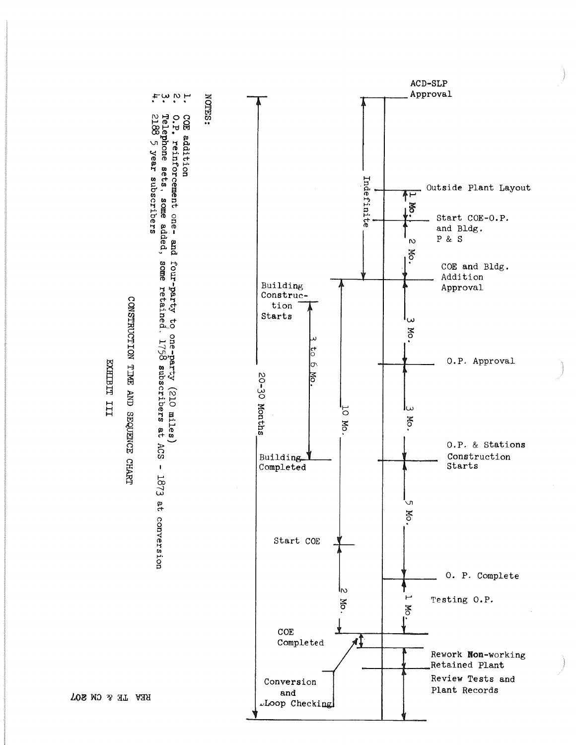# CONSTRUCTION TIME AND SEQUENCE CHART

## EXHIBIT III

| Milestone | Interval |
|---|---|
| ACD-SLP Approval | |
| Outside Plant Layout | Indefinite (from ACD-SLP Approval to COE and Bldg. Addition Approval) |
| Start COE-O.P. and Bldg. P & S | 1 Mo. |
| COE and Bldg. Addition Approval | 2 Mo. |
| O.P. Approval | 3 Mo. |
| O.P. & Stations Construction Starts | 3 Mo. |
| O. P. Complete | 5 Mo. |
| Testing O.P. | 1 Mo. |
| Rework Non-working Retained Plant | |
| Review Tests and Plant Records | |

| Building / COE Milestone | Interval |
|---|---|
| COE and Bldg. Addition Approval to Start COE | 10 Mo. |
| Building Construction Starts to Building Completed | 3 to 6 Mo. |
| Start COE to COE Completed | 2 Mo. |
| COE Completed | |
| Conversion and Loop Checking | |

Total time (ACD-SLP Approval to completion): 20-30 Months

NOTES:

1. COE addition
2. O.P. reinforcement one- and four-party to one-party (210 miles)
3. Telephone sets, some added, some retained. 1758 subscribers at ACS - 1873 at conversion
4. 2188 5 year subscribers

REA TE & CM 207